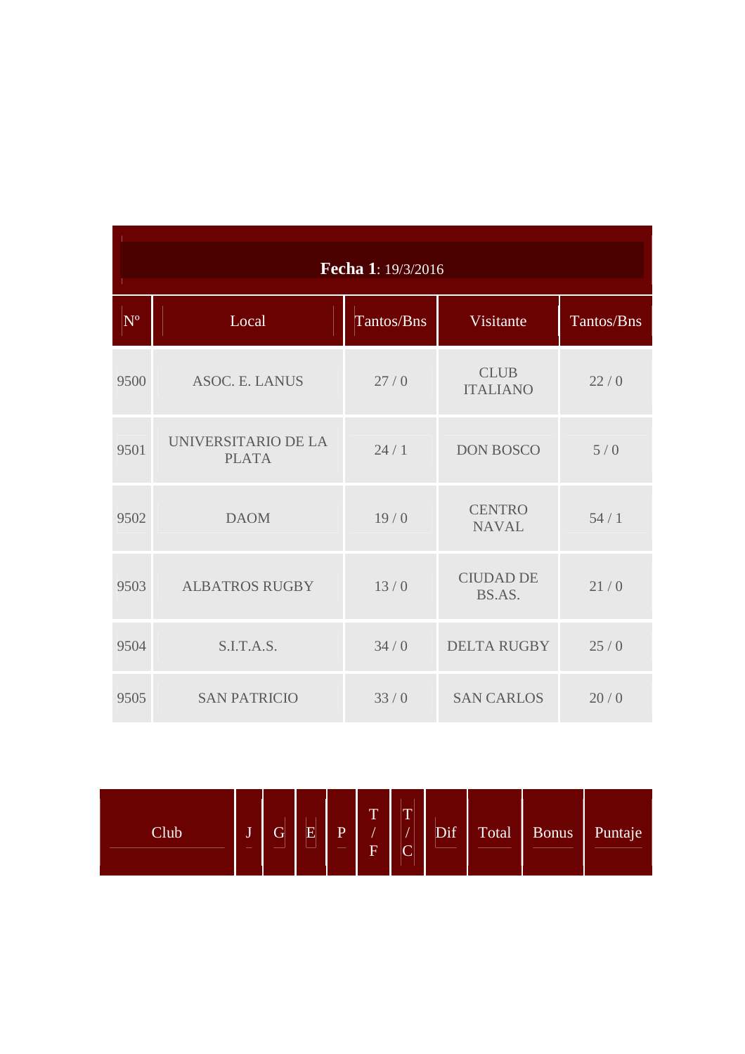| **Fecha 1**: 19/3/2016 | | | | |
|---|---|---|---|---|
| Nº | Local | Tantos/Bns | Visitante | Tantos/Bns |
| 9500 | ASOC. E. LANUS | 27 / 0 | CLUB ITALIANO | 22 / 0 |
| 9501 | UNIVERSITARIO DE LA PLATA | 24 / 1 | DON BOSCO | 5 / 0 |
| 9502 | DAOM | 19 / 0 | CENTRO NAVAL | 54 / 1 |
| 9503 | ALBATROS RUGBY | 13 / 0 | CIUDAD DE BS.AS. | 21 / 0 |
| 9504 | S.I.T.A.S. | 34 / 0 | DELTA RUGBY | 25 / 0 |
| 9505 | SAN PATRICIO | 33 / 0 | SAN CARLOS | 20 / 0 |

| Club | J | G | E | P | T / F | T / C | Dif | Total | Bonus | Puntaje |
|---|---|---|---|---|---|---|---|---|---|---|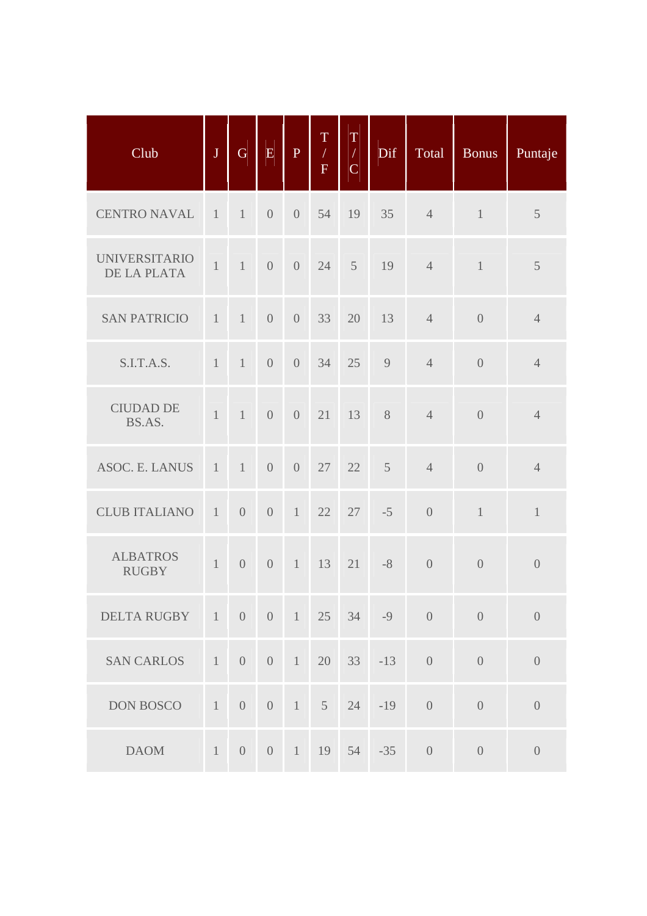| Club | J | G | E | P | T / F | T / C | Dif | Total | Bonus | Puntaje |
|---|---|---|---|---|---|---|---|---|---|---|
| CENTRO NAVAL | 1 | 1 | 0 | 0 | 54 | 19 | 35 | 4 | 1 | 5 |
| UNIVERSITARIO DE LA PLATA | 1 | 1 | 0 | 0 | 24 | 5 | 19 | 4 | 1 | 5 |
| SAN PATRICIO | 1 | 1 | 0 | 0 | 33 | 20 | 13 | 4 | 0 | 4 |
| S.I.T.A.S. | 1 | 1 | 0 | 0 | 34 | 25 | 9 | 4 | 0 | 4 |
| CIUDAD DE BS.AS. | 1 | 1 | 0 | 0 | 21 | 13 | 8 | 4 | 0 | 4 |
| ASOC. E. LANUS | 1 | 1 | 0 | 0 | 27 | 22 | 5 | 4 | 0 | 4 |
| CLUB ITALIANO | 1 | 0 | 0 | 1 | 22 | 27 | -5 | 0 | 1 | 1 |
| ALBATROS RUGBY | 1 | 0 | 0 | 1 | 13 | 21 | -8 | 0 | 0 | 0 |
| DELTA RUGBY | 1 | 0 | 0 | 1 | 25 | 34 | -9 | 0 | 0 | 0 |
| SAN CARLOS | 1 | 0 | 0 | 1 | 20 | 33 | -13 | 0 | 0 | 0 |
| DON BOSCO | 1 | 0 | 0 | 1 | 5 | 24 | -19 | 0 | 0 | 0 |
| DAOM | 1 | 0 | 0 | 1 | 19 | 54 | -35 | 0 | 0 | 0 |